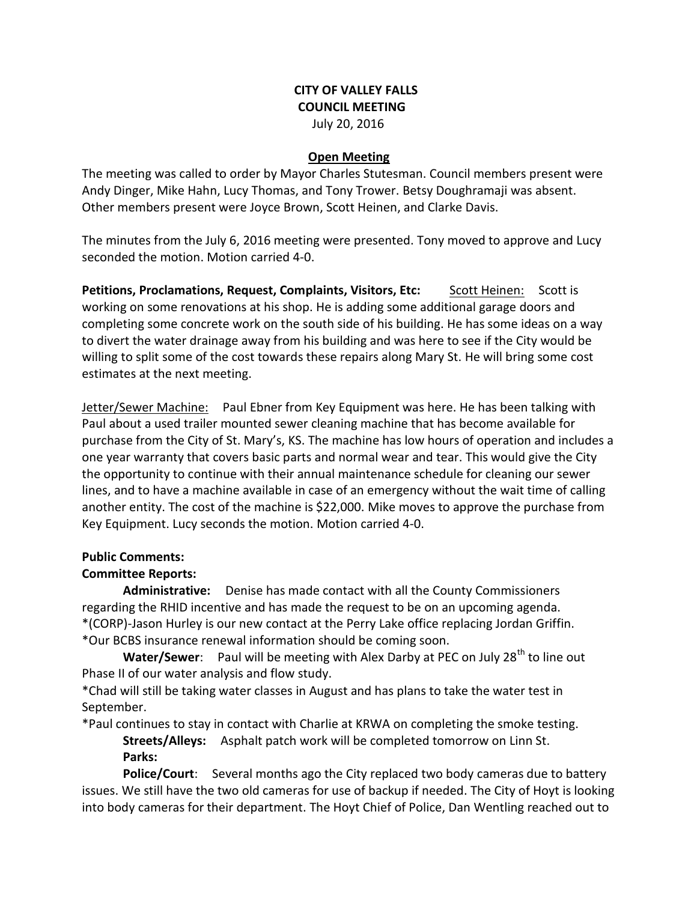**CITY OF VALLEY FALLS**
**COUNCIL MEETING**
July 20, 2016

**Open Meeting**

The meeting was called to order by Mayor Charles Stutesman. Council members present were Andy Dinger, Mike Hahn, Lucy Thomas, and Tony Trower. Betsy Doughramaji was absent. Other members present were Joyce Brown, Scott Heinen, and Clarke Davis.

The minutes from the July 6, 2016 meeting were presented. Tony moved to approve and Lucy seconded the motion. Motion carried 4-0.

**Petitions, Proclamations, Request, Complaints, Visitors, Etc:** Scott Heinen: Scott is working on some renovations at his shop. He is adding some additional garage doors and completing some concrete work on the south side of his building. He has some ideas on a way to divert the water drainage away from his building and was here to see if the City would be willing to split some of the cost towards these repairs along Mary St. He will bring some cost estimates at the next meeting.

Jetter/Sewer Machine: Paul Ebner from Key Equipment was here. He has been talking with Paul about a used trailer mounted sewer cleaning machine that has become available for purchase from the City of St. Mary's, KS. The machine has low hours of operation and includes a one year warranty that covers basic parts and normal wear and tear. This would give the City the opportunity to continue with their annual maintenance schedule for cleaning our sewer lines, and to have a machine available in case of an emergency without the wait time of calling another entity. The cost of the machine is $22,000. Mike moves to approve the purchase from Key Equipment. Lucy seconds the motion. Motion carried 4-0.

**Public Comments:**

**Committee Reports:**

**Administrative:** Denise has made contact with all the County Commissioners regarding the RHID incentive and has made the request to be on an upcoming agenda.
*(CORP)-Jason Hurley is our new contact at the Perry Lake office replacing Jordan Griffin.
*Our BCBS insurance renewal information should be coming soon.

**Water/Sewer**: Paul will be meeting with Alex Darby at PEC on July 28th to line out Phase II of our water analysis and flow study.
*Chad will still be taking water classes in August and has plans to take the water test in September.
*Paul continues to stay in contact with Charlie at KRWA on completing the smoke testing.

**Streets/Alleys:** Asphalt patch work will be completed tomorrow on Linn St.

**Parks:**

**Police/Court**: Several months ago the City replaced two body cameras due to battery issues. We still have the two old cameras for use of backup if needed. The City of Hoyt is looking into body cameras for their department. The Hoyt Chief of Police, Dan Wentling reached out to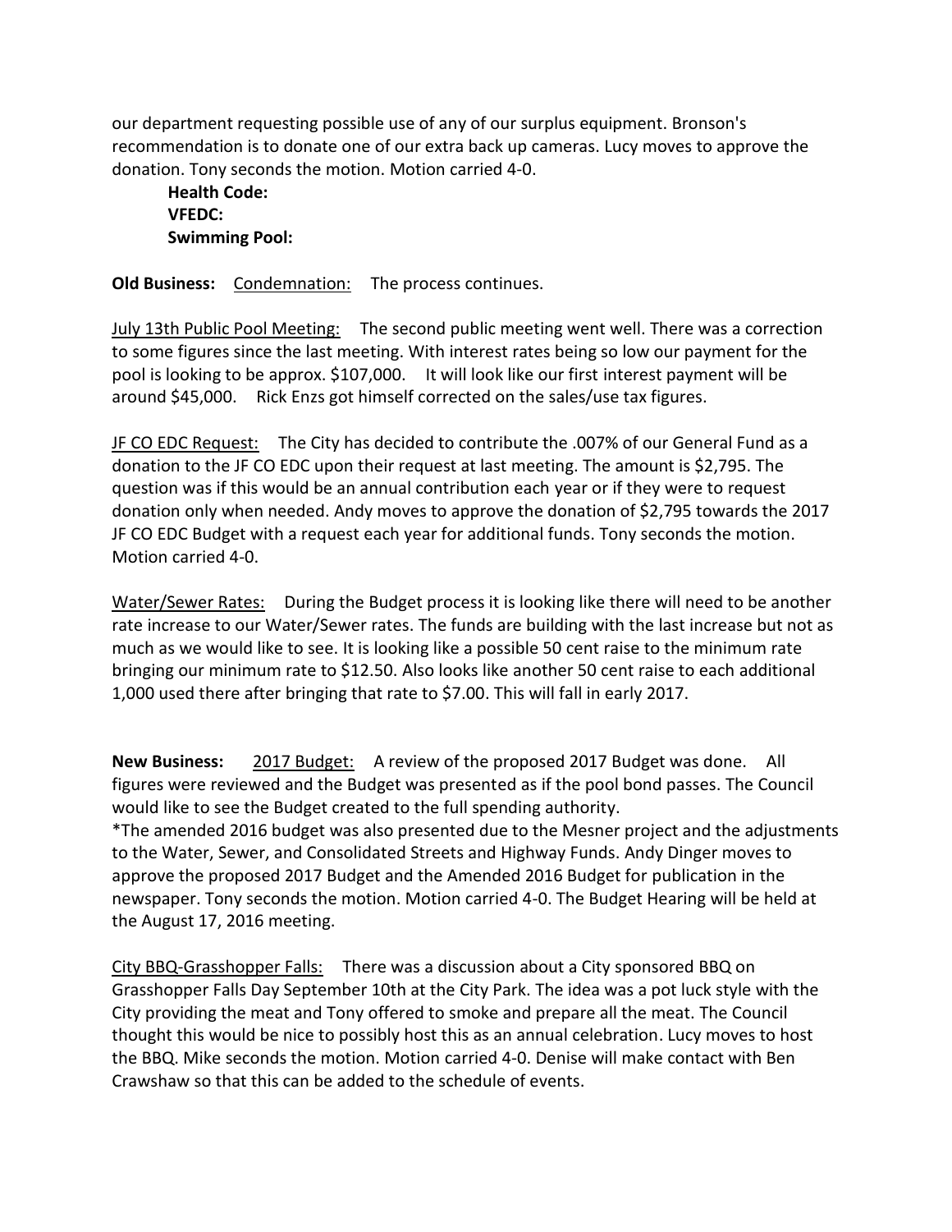our department requesting possible use of any of our surplus equipment. Bronson's recommendation is to donate one of our extra back up cameras. Lucy moves to approve the donation. Tony seconds the motion. Motion carried 4-0.

**Health Code:**
**VFEDC:**
**Swimming Pool:**

**Old Business:** <u>Condemnation:</u> The process continues.

<u>July 13th Public Pool Meeting:</u> The second public meeting went well. There was a correction to some figures since the last meeting. With interest rates being so low our payment for the pool is looking to be approx. $107,000. It will look like our first interest payment will be around $45,000. Rick Enzs got himself corrected on the sales/use tax figures.

<u>JF CO EDC Request:</u> The City has decided to contribute the .007% of our General Fund as a donation to the JF CO EDC upon their request at last meeting. The amount is $2,795. The question was if this would be an annual contribution each year or if they were to request donation only when needed. Andy moves to approve the donation of $2,795 towards the 2017 JF CO EDC Budget with a request each year for additional funds. Tony seconds the motion. Motion carried 4-0.

<u>Water/Sewer Rates:</u> During the Budget process it is looking like there will need to be another rate increase to our Water/Sewer rates. The funds are building with the last increase but not as much as we would like to see. It is looking like a possible 50 cent raise to the minimum rate bringing our minimum rate to $12.50. Also looks like another 50 cent raise to each additional 1,000 used there after bringing that rate to $7.00. This will fall in early 2017.

**New Business:** <u>2017 Budget:</u> A review of the proposed 2017 Budget was done. All figures were reviewed and the Budget was presented as if the pool bond passes. The Council would like to see the Budget created to the full spending authority.
*The amended 2016 budget was also presented due to the Mesner project and the adjustments to the Water, Sewer, and Consolidated Streets and Highway Funds. Andy Dinger moves to approve the proposed 2017 Budget and the Amended 2016 Budget for publication in the newspaper. Tony seconds the motion. Motion carried 4-0. The Budget Hearing will be held at the August 17, 2016 meeting.

<u>City BBQ-Grasshopper Falls:</u> There was a discussion about a City sponsored BBQ on Grasshopper Falls Day September 10th at the City Park. The idea was a pot luck style with the City providing the meat and Tony offered to smoke and prepare all the meat. The Council thought this would be nice to possibly host this as an annual celebration. Lucy moves to host the BBQ. Mike seconds the motion. Motion carried 4-0. Denise will make contact with Ben Crawshaw so that this can be added to the schedule of events.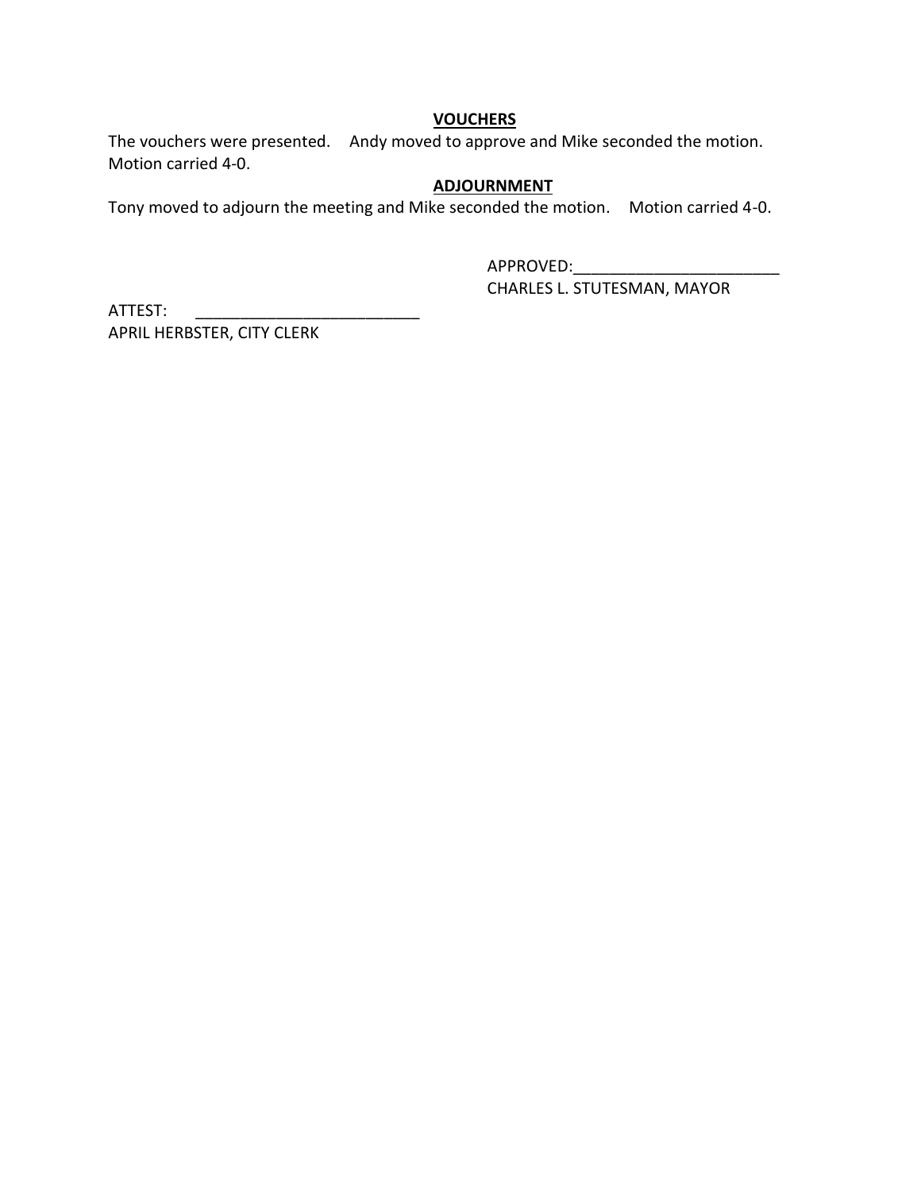**VOUCHERS**

The vouchers were presented. Andy moved to approve and Mike seconded the motion. Motion carried 4-0.

**ADJOURNMENT**

Tony moved to adjourn the meeting and Mike seconded the motion. Motion carried 4-0.

APPROVED:_______________________
CHARLES L. STUTESMAN, MAYOR

ATTEST: _________________________
APRIL HERBSTER, CITY CLERK